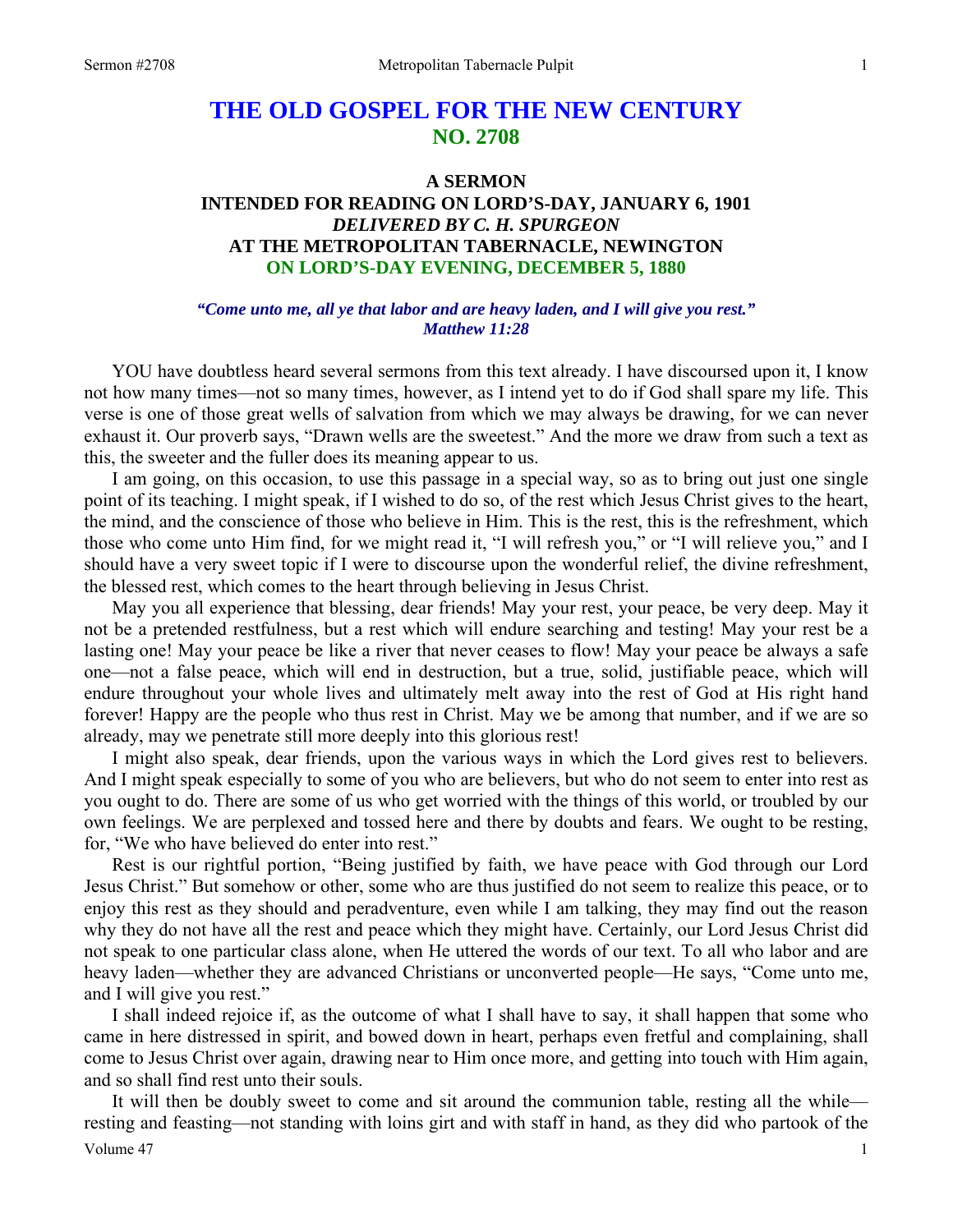# THE OLD GOSPEL FOR THE NEW CENTURY
## NO. 2708

### A SERMON
### INTENDED FOR READING ON LORD'S-DAY, JANUARY 6, 1901
### *DELIVERED BY C. H. SPURGEON*
### AT THE METROPOLITAN TABERNACLE, NEWINGTON
### ON LORD'S-DAY EVENING, DECEMBER 5, 1880

***"Come unto me, all ye that labor and are heavy laden, and I will give you rest." Matthew 11:28***

YOU have doubtless heard several sermons from this text already. I have discoursed upon it, I know not how many times—not so many times, however, as I intend yet to do if God shall spare my life. This verse is one of those great wells of salvation from which we may always be drawing, for we can never exhaust it. Our proverb says, "Drawn wells are the sweetest." And the more we draw from such a text as this, the sweeter and the fuller does its meaning appear to us.

I am going, on this occasion, to use this passage in a special way, so as to bring out just one single point of its teaching. I might speak, if I wished to do so, of the rest which Jesus Christ gives to the heart, the mind, and the conscience of those who believe in Him. This is the rest, this is the refreshment, which those who come unto Him find, for we might read it, "I will refresh you," or "I will relieve you," and I should have a very sweet topic if I were to discourse upon the wonderful relief, the divine refreshment, the blessed rest, which comes to the heart through believing in Jesus Christ.

May you all experience that blessing, dear friends! May your rest, your peace, be very deep. May it not be a pretended restfulness, but a rest which will endure searching and testing! May your rest be a lasting one! May your peace be like a river that never ceases to flow! May your peace be always a safe one—not a false peace, which will end in destruction, but a true, solid, justifiable peace, which will endure throughout your whole lives and ultimately melt away into the rest of God at His right hand forever! Happy are the people who thus rest in Christ. May we be among that number, and if we are so already, may we penetrate still more deeply into this glorious rest!

I might also speak, dear friends, upon the various ways in which the Lord gives rest to believers. And I might speak especially to some of you who are believers, but who do not seem to enter into rest as you ought to do. There are some of us who get worried with the things of this world, or troubled by our own feelings. We are perplexed and tossed here and there by doubts and fears. We ought to be resting, for, "We who have believed do enter into rest."

Rest is our rightful portion, "Being justified by faith, we have peace with God through our Lord Jesus Christ." But somehow or other, some who are thus justified do not seem to realize this peace, or to enjoy this rest as they should and peradventure, even while I am talking, they may find out the reason why they do not have all the rest and peace which they might have. Certainly, our Lord Jesus Christ did not speak to one particular class alone, when He uttered the words of our text. To all who labor and are heavy laden—whether they are advanced Christians or unconverted people—He says, "Come unto me, and I will give you rest."

I shall indeed rejoice if, as the outcome of what I shall have to say, it shall happen that some who came in here distressed in spirit, and bowed down in heart, perhaps even fretful and complaining, shall come to Jesus Christ over again, drawing near to Him once more, and getting into touch with Him again, and so shall find rest unto their souls.

It will then be doubly sweet to come and sit around the communion table, resting all the while—resting and feasting—not standing with loins girt and with staff in hand, as they did who partook of the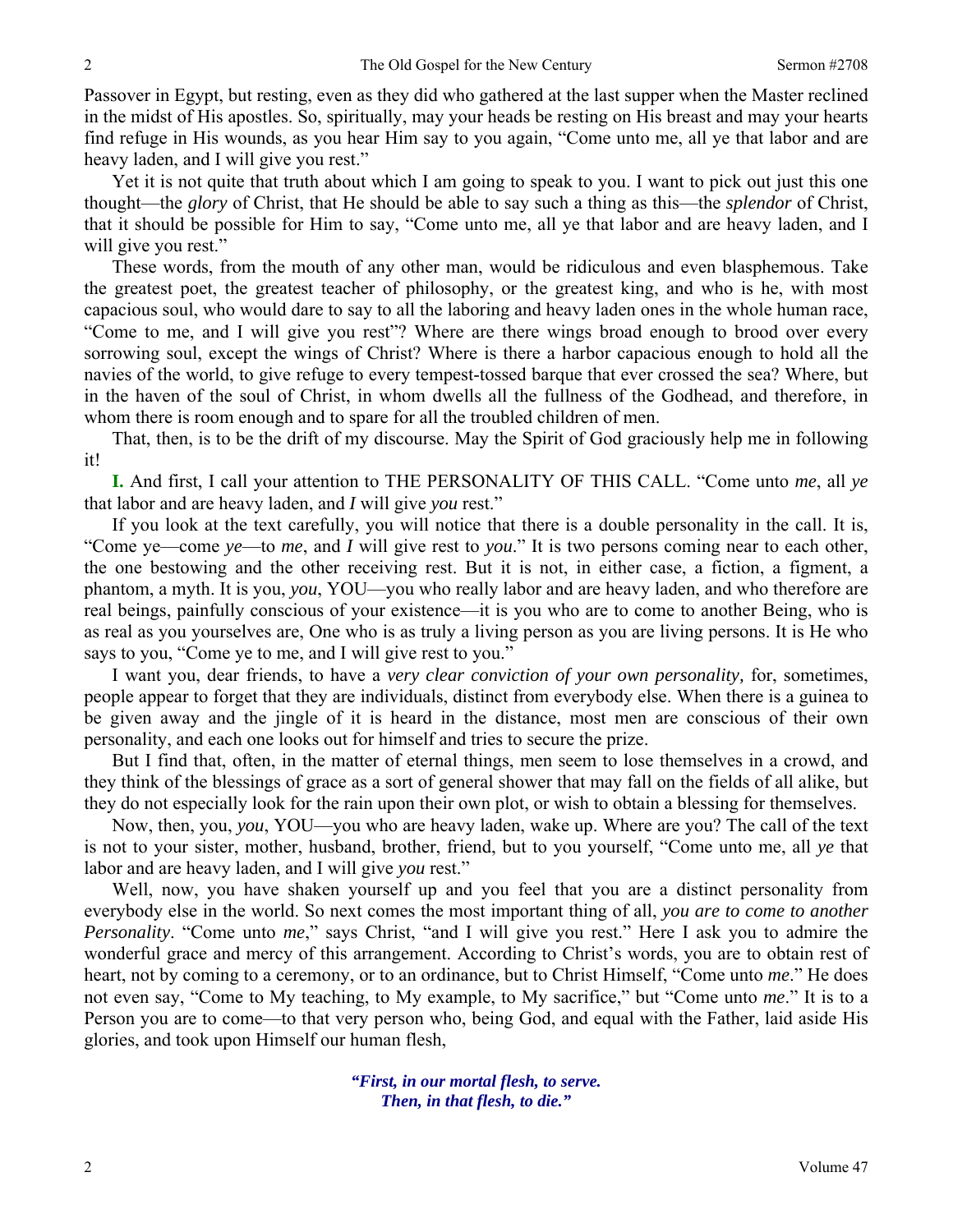Passover in Egypt, but resting, even as they did who gathered at the last supper when the Master reclined in the midst of His apostles. So, spiritually, may your heads be resting on His breast and may your hearts find refuge in His wounds, as you hear Him say to you again, "Come unto me, all ye that labor and are heavy laden, and I will give you rest."

Yet it is not quite that truth about which I am going to speak to you. I want to pick out just this one thought—the *glory* of Christ, that He should be able to say such a thing as this—the *splendor* of Christ, that it should be possible for Him to say, "Come unto me, all ye that labor and are heavy laden, and I will give you rest."

These words, from the mouth of any other man, would be ridiculous and even blasphemous. Take the greatest poet, the greatest teacher of philosophy, or the greatest king, and who is he, with most capacious soul, who would dare to say to all the laboring and heavy laden ones in the whole human race, "Come to me, and I will give you rest"? Where are there wings broad enough to brood over every sorrowing soul, except the wings of Christ? Where is there a harbor capacious enough to hold all the navies of the world, to give refuge to every tempest-tossed barque that ever crossed the sea? Where, but in the haven of the soul of Christ, in whom dwells all the fullness of the Godhead, and therefore, in whom there is room enough and to spare for all the troubled children of men.

That, then, is to be the drift of my discourse. May the Spirit of God graciously help me in following it!

**I.** And first, I call your attention to THE PERSONALITY OF THIS CALL. "Come unto *me*, all *ye* that labor and are heavy laden, and *I* will give *you* rest."

If you look at the text carefully, you will notice that there is a double personality in the call. It is, "Come ye—come *ye*—to *me*, and *I* will give rest to *you*." It is two persons coming near to each other, the one bestowing and the other receiving rest. But it is not, in either case, a fiction, a figment, a phantom, a myth. It is you, *you*, YOU—you who really labor and are heavy laden, and who therefore are real beings, painfully conscious of your existence—it is you who are to come to another Being, who is as real as you yourselves are, One who is as truly a living person as you are living persons. It is He who says to you, "Come ye to me, and I will give rest to you."

I want you, dear friends, to have a *very clear conviction of your own personality,* for, sometimes, people appear to forget that they are individuals, distinct from everybody else. When there is a guinea to be given away and the jingle of it is heard in the distance, most men are conscious of their own personality, and each one looks out for himself and tries to secure the prize.

But I find that, often, in the matter of eternal things, men seem to lose themselves in a crowd, and they think of the blessings of grace as a sort of general shower that may fall on the fields of all alike, but they do not especially look for the rain upon their own plot, or wish to obtain a blessing for themselves.

Now, then, you, *you*, YOU—you who are heavy laden, wake up. Where are you? The call of the text is not to your sister, mother, husband, brother, friend, but to you yourself, "Come unto me, all *ye* that labor and are heavy laden, and I will give *you* rest."

Well, now, you have shaken yourself up and you feel that you are a distinct personality from everybody else in the world. So next comes the most important thing of all, *you are to come to another Personality*. "Come unto *me*," says Christ, "and I will give you rest." Here I ask you to admire the wonderful grace and mercy of this arrangement. According to Christ's words, you are to obtain rest of heart, not by coming to a ceremony, or to an ordinance, but to Christ Himself, "Come unto *me*." He does not even say, "Come to My teaching, to My example, to My sacrifice," but "Come unto *me*." It is to a Person you are to come—to that very person who, being God, and equal with the Father, laid aside His glories, and took upon Himself our human flesh,

*"First, in our mortal flesh, to serve.*
*Then, in that flesh, to die."*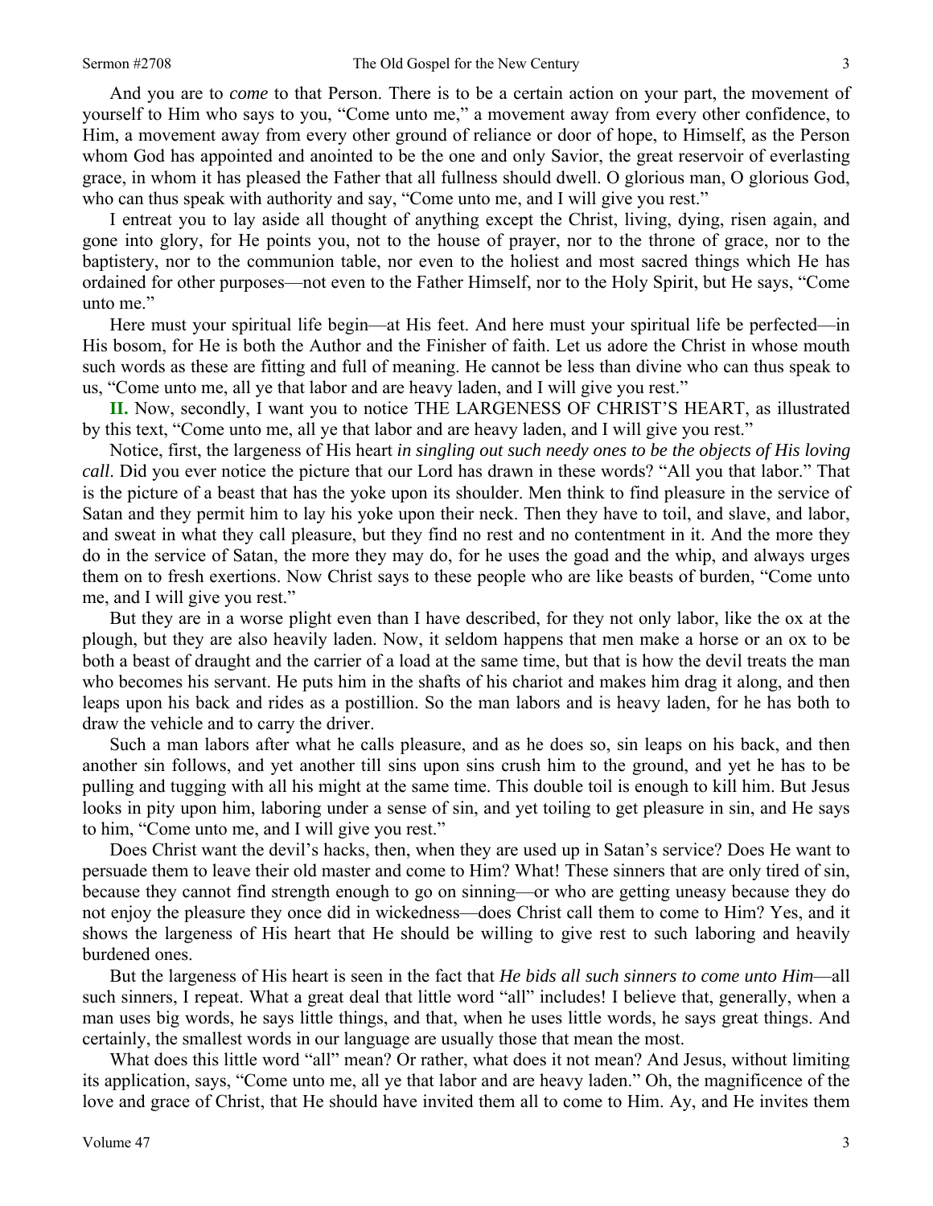And you are to *come* to that Person. There is to be a certain action on your part, the movement of yourself to Him who says to you, "Come unto me," a movement away from every other confidence, to Him, a movement away from every other ground of reliance or door of hope, to Himself, as the Person whom God has appointed and anointed to be the one and only Savior, the great reservoir of everlasting grace, in whom it has pleased the Father that all fullness should dwell. O glorious man, O glorious God, who can thus speak with authority and say, "Come unto me, and I will give you rest."

I entreat you to lay aside all thought of anything except the Christ, living, dying, risen again, and gone into glory, for He points you, not to the house of prayer, nor to the throne of grace, nor to the baptistery, nor to the communion table, nor even to the holiest and most sacred things which He has ordained for other purposes—not even to the Father Himself, nor to the Holy Spirit, but He says, "Come unto me."

Here must your spiritual life begin—at His feet. And here must your spiritual life be perfected—in His bosom, for He is both the Author and the Finisher of faith. Let us adore the Christ in whose mouth such words as these are fitting and full of meaning. He cannot be less than divine who can thus speak to us, "Come unto me, all ye that labor and are heavy laden, and I will give you rest."

**II.** Now, secondly, I want you to notice THE LARGENESS OF CHRIST'S HEART, as illustrated by this text, "Come unto me, all ye that labor and are heavy laden, and I will give you rest."

Notice, first, the largeness of His heart *in singling out such needy ones to be the objects of His loving call*. Did you ever notice the picture that our Lord has drawn in these words? "All you that labor." That is the picture of a beast that has the yoke upon its shoulder. Men think to find pleasure in the service of Satan and they permit him to lay his yoke upon their neck. Then they have to toil, and slave, and labor, and sweat in what they call pleasure, but they find no rest and no contentment in it. And the more they do in the service of Satan, the more they may do, for he uses the goad and the whip, and always urges them on to fresh exertions. Now Christ says to these people who are like beasts of burden, "Come unto me, and I will give you rest."

But they are in a worse plight even than I have described, for they not only labor, like the ox at the plough, but they are also heavily laden. Now, it seldom happens that men make a horse or an ox to be both a beast of draught and the carrier of a load at the same time, but that is how the devil treats the man who becomes his servant. He puts him in the shafts of his chariot and makes him drag it along, and then leaps upon his back and rides as a postillion. So the man labors and is heavy laden, for he has both to draw the vehicle and to carry the driver.

Such a man labors after what he calls pleasure, and as he does so, sin leaps on his back, and then another sin follows, and yet another till sins upon sins crush him to the ground, and yet he has to be pulling and tugging with all his might at the same time. This double toil is enough to kill him. But Jesus looks in pity upon him, laboring under a sense of sin, and yet toiling to get pleasure in sin, and He says to him, "Come unto me, and I will give you rest."

Does Christ want the devil's hacks, then, when they are used up in Satan's service? Does He want to persuade them to leave their old master and come to Him? What! These sinners that are only tired of sin, because they cannot find strength enough to go on sinning—or who are getting uneasy because they do not enjoy the pleasure they once did in wickedness—does Christ call them to come to Him? Yes, and it shows the largeness of His heart that He should be willing to give rest to such laboring and heavily burdened ones.

But the largeness of His heart is seen in the fact that *He bids all such sinners to come unto Him*—all such sinners, I repeat. What a great deal that little word "all" includes! I believe that, generally, when a man uses big words, he says little things, and that, when he uses little words, he says great things. And certainly, the smallest words in our language are usually those that mean the most.

What does this little word "all" mean? Or rather, what does it not mean? And Jesus, without limiting its application, says, "Come unto me, all ye that labor and are heavy laden." Oh, the magnificence of the love and grace of Christ, that He should have invited them all to come to Him. Ay, and He invites them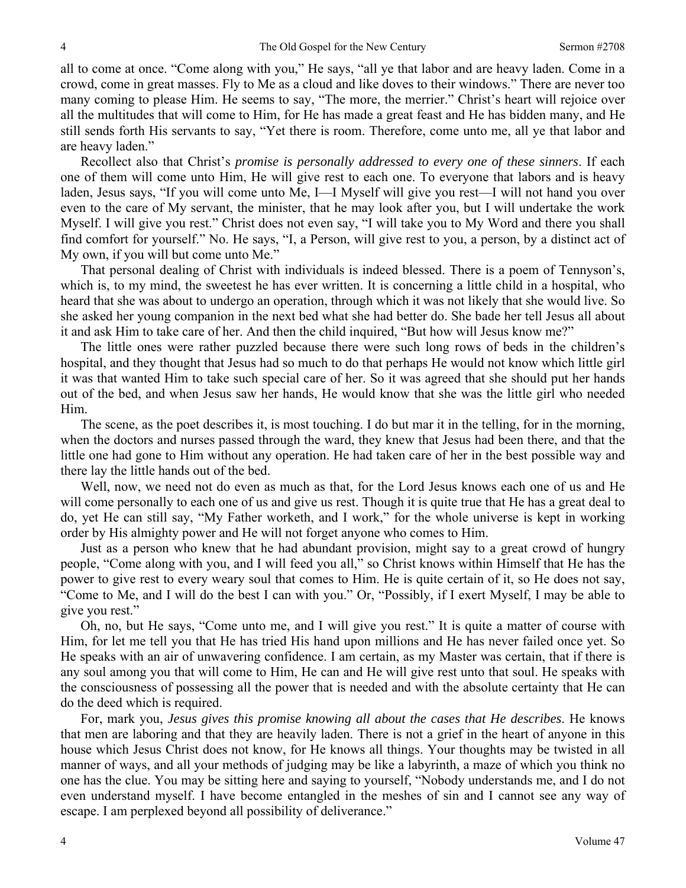all to come at once. "Come along with you," He says, "all ye that labor and are heavy laden. Come in a crowd, come in great masses. Fly to Me as a cloud and like doves to their windows." There are never too many coming to please Him. He seems to say, "The more, the merrier." Christ's heart will rejoice over all the multitudes that will come to Him, for He has made a great feast and He has bidden many, and He still sends forth His servants to say, "Yet there is room. Therefore, come unto me, all ye that labor and are heavy laden."

Recollect also that Christ's *promise is personally addressed to every one of these sinners*. If each one of them will come unto Him, He will give rest to each one. To everyone that labors and is heavy laden, Jesus says, "If you will come unto Me, I—I Myself will give you rest—I will not hand you over even to the care of My servant, the minister, that he may look after you, but I will undertake the work Myself. I will give you rest." Christ does not even say, "I will take you to My Word and there you shall find comfort for yourself." No. He says, "I, a Person, will give rest to you, a person, by a distinct act of My own, if you will but come unto Me."

That personal dealing of Christ with individuals is indeed blessed. There is a poem of Tennyson's, which is, to my mind, the sweetest he has ever written. It is concerning a little child in a hospital, who heard that she was about to undergo an operation, through which it was not likely that she would live. So she asked her young companion in the next bed what she had better do. She bade her tell Jesus all about it and ask Him to take care of her. And then the child inquired, "But how will Jesus know me?"

The little ones were rather puzzled because there were such long rows of beds in the children's hospital, and they thought that Jesus had so much to do that perhaps He would not know which little girl it was that wanted Him to take such special care of her. So it was agreed that she should put her hands out of the bed, and when Jesus saw her hands, He would know that she was the little girl who needed Him.

The scene, as the poet describes it, is most touching. I do but mar it in the telling, for in the morning, when the doctors and nurses passed through the ward, they knew that Jesus had been there, and that the little one had gone to Him without any operation. He had taken care of her in the best possible way and there lay the little hands out of the bed.

Well, now, we need not do even as much as that, for the Lord Jesus knows each one of us and He will come personally to each one of us and give us rest. Though it is quite true that He has a great deal to do, yet He can still say, "My Father worketh, and I work," for the whole universe is kept in working order by His almighty power and He will not forget anyone who comes to Him.

Just as a person who knew that he had abundant provision, might say to a great crowd of hungry people, "Come along with you, and I will feed you all," so Christ knows within Himself that He has the power to give rest to every weary soul that comes to Him. He is quite certain of it, so He does not say, "Come to Me, and I will do the best I can with you." Or, "Possibly, if I exert Myself, I may be able to give you rest."

Oh, no, but He says, "Come unto me, and I will give you rest." It is quite a matter of course with Him, for let me tell you that He has tried His hand upon millions and He has never failed once yet. So He speaks with an air of unwavering confidence. I am certain, as my Master was certain, that if there is any soul among you that will come to Him, He can and He will give rest unto that soul. He speaks with the consciousness of possessing all the power that is needed and with the absolute certainty that He can do the deed which is required.

For, mark you, *Jesus gives this promise knowing all about the cases that He describes*. He knows that men are laboring and that they are heavily laden. There is not a grief in the heart of anyone in this house which Jesus Christ does not know, for He knows all things. Your thoughts may be twisted in all manner of ways, and all your methods of judging may be like a labyrinth, a maze of which you think no one has the clue. You may be sitting here and saying to yourself, "Nobody understands me, and I do not even understand myself. I have become entangled in the meshes of sin and I cannot see any way of escape. I am perplexed beyond all possibility of deliverance."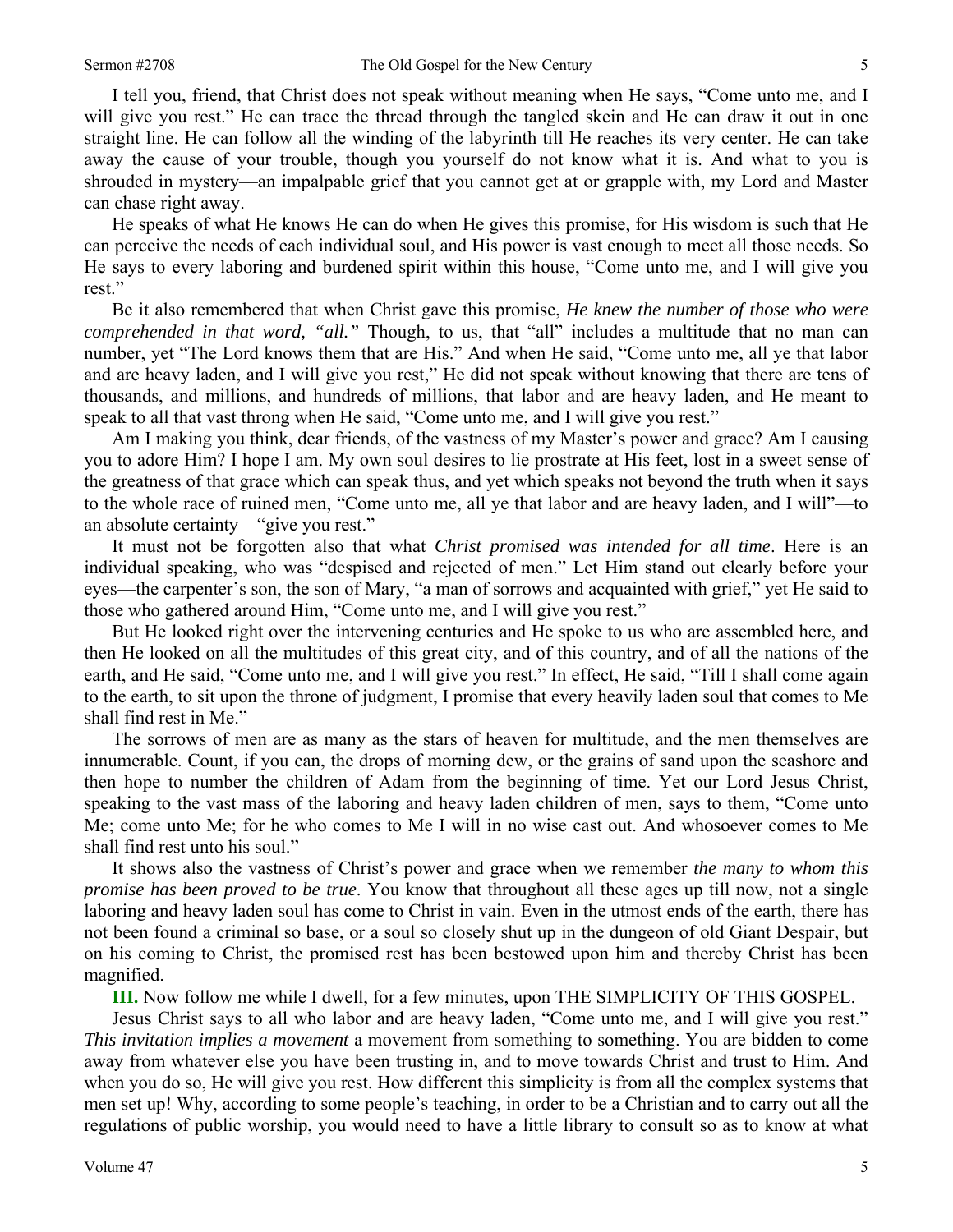I tell you, friend, that Christ does not speak without meaning when He says, "Come unto me, and I will give you rest." He can trace the thread through the tangled skein and He can draw it out in one straight line. He can follow all the winding of the labyrinth till He reaches its very center. He can take away the cause of your trouble, though you yourself do not know what it is. And what to you is shrouded in mystery—an impalpable grief that you cannot get at or grapple with, my Lord and Master can chase right away.

He speaks of what He knows He can do when He gives this promise, for His wisdom is such that He can perceive the needs of each individual soul, and His power is vast enough to meet all those needs. So He says to every laboring and burdened spirit within this house, "Come unto me, and I will give you rest."

Be it also remembered that when Christ gave this promise, *He knew the number of those who were comprehended in that word, "all."* Though, to us, that "all" includes a multitude that no man can number, yet "The Lord knows them that are His." And when He said, "Come unto me, all ye that labor and are heavy laden, and I will give you rest," He did not speak without knowing that there are tens of thousands, and millions, and hundreds of millions, that labor and are heavy laden, and He meant to speak to all that vast throng when He said, "Come unto me, and I will give you rest."

Am I making you think, dear friends, of the vastness of my Master's power and grace? Am I causing you to adore Him? I hope I am. My own soul desires to lie prostrate at His feet, lost in a sweet sense of the greatness of that grace which can speak thus, and yet which speaks not beyond the truth when it says to the whole race of ruined men, "Come unto me, all ye that labor and are heavy laden, and I will"—to an absolute certainty—"give you rest."

It must not be forgotten also that what *Christ promised was intended for all time*. Here is an individual speaking, who was "despised and rejected of men." Let Him stand out clearly before your eyes—the carpenter's son, the son of Mary, "a man of sorrows and acquainted with grief," yet He said to those who gathered around Him, "Come unto me, and I will give you rest."

But He looked right over the intervening centuries and He spoke to us who are assembled here, and then He looked on all the multitudes of this great city, and of this country, and of all the nations of the earth, and He said, "Come unto me, and I will give you rest." In effect, He said, "Till I shall come again to the earth, to sit upon the throne of judgment, I promise that every heavily laden soul that comes to Me shall find rest in Me."

The sorrows of men are as many as the stars of heaven for multitude, and the men themselves are innumerable. Count, if you can, the drops of morning dew, or the grains of sand upon the seashore and then hope to number the children of Adam from the beginning of time. Yet our Lord Jesus Christ, speaking to the vast mass of the laboring and heavy laden children of men, says to them, "Come unto Me; come unto Me; for he who comes to Me I will in no wise cast out. And whosoever comes to Me shall find rest unto his soul."

It shows also the vastness of Christ's power and grace when we remember *the many to whom this promise has been proved to be true*. You know that throughout all these ages up till now, not a single laboring and heavy laden soul has come to Christ in vain. Even in the utmost ends of the earth, there has not been found a criminal so base, or a soul so closely shut up in the dungeon of old Giant Despair, but on his coming to Christ, the promised rest has been bestowed upon him and thereby Christ has been magnified.

**III.** Now follow me while I dwell, for a few minutes, upon THE SIMPLICITY OF THIS GOSPEL.

Jesus Christ says to all who labor and are heavy laden, "Come unto me, and I will give you rest." *This invitation implies a movement* a movement from something to something. You are bidden to come away from whatever else you have been trusting in, and to move towards Christ and trust to Him. And when you do so, He will give you rest. How different this simplicity is from all the complex systems that men set up! Why, according to some people's teaching, in order to be a Christian and to carry out all the regulations of public worship, you would need to have a little library to consult so as to know at what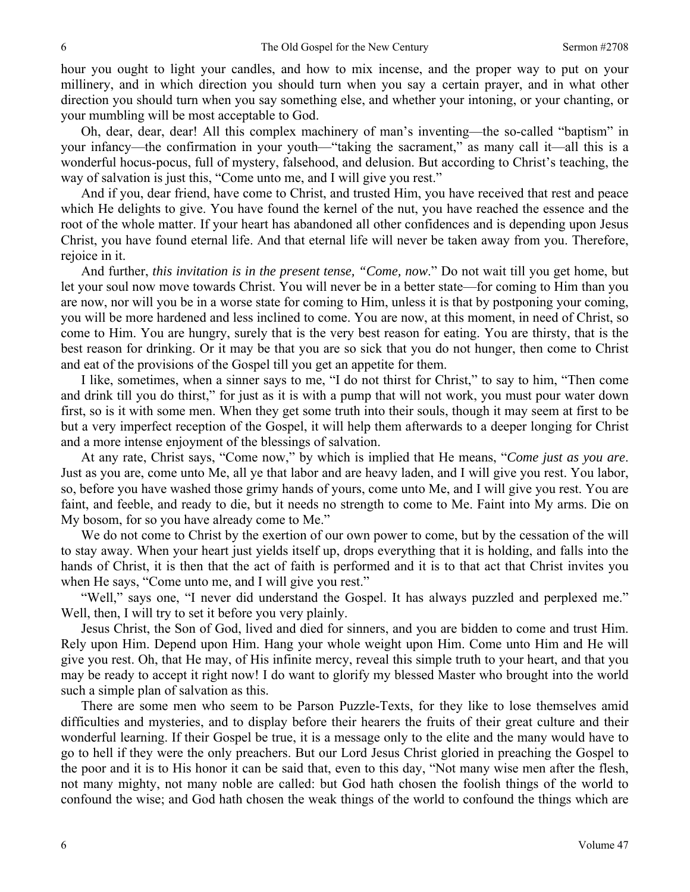hour you ought to light your candles, and how to mix incense, and the proper way to put on your millinery, and in which direction you should turn when you say a certain prayer, and in what other direction you should turn when you say something else, and whether your intoning, or your chanting, or your mumbling will be most acceptable to God.

Oh, dear, dear, dear! All this complex machinery of man's inventing—the so-called "baptism" in your infancy—the confirmation in your youth—"taking the sacrament," as many call it—all this is a wonderful hocus-pocus, full of mystery, falsehood, and delusion. But according to Christ's teaching, the way of salvation is just this, "Come unto me, and I will give you rest."

And if you, dear friend, have come to Christ, and trusted Him, you have received that rest and peace which He delights to give. You have found the kernel of the nut, you have reached the essence and the root of the whole matter. If your heart has abandoned all other confidences and is depending upon Jesus Christ, you have found eternal life. And that eternal life will never be taken away from you. Therefore, rejoice in it.

And further, *this invitation is in the present tense, "Come, now*." Do not wait till you get home, but let your soul now move towards Christ. You will never be in a better state—for coming to Him than you are now, nor will you be in a worse state for coming to Him, unless it is that by postponing your coming, you will be more hardened and less inclined to come. You are now, at this moment, in need of Christ, so come to Him. You are hungry, surely that is the very best reason for eating. You are thirsty, that is the best reason for drinking. Or it may be that you are so sick that you do not hunger, then come to Christ and eat of the provisions of the Gospel till you get an appetite for them.

I like, sometimes, when a sinner says to me, "I do not thirst for Christ," to say to him, "Then come and drink till you do thirst," for just as it is with a pump that will not work, you must pour water down first, so is it with some men. When they get some truth into their souls, though it may seem at first to be but a very imperfect reception of the Gospel, it will help them afterwards to a deeper longing for Christ and a more intense enjoyment of the blessings of salvation.

At any rate, Christ says, "Come now," by which is implied that He means, "*Come just as you are*. Just as you are, come unto Me, all ye that labor and are heavy laden, and I will give you rest. You labor, so, before you have washed those grimy hands of yours, come unto Me, and I will give you rest. You are faint, and feeble, and ready to die, but it needs no strength to come to Me. Faint into My arms. Die on My bosom, for so you have already come to Me."

We do not come to Christ by the exertion of our own power to come, but by the cessation of the will to stay away. When your heart just yields itself up, drops everything that it is holding, and falls into the hands of Christ, it is then that the act of faith is performed and it is to that act that Christ invites you when He says, "Come unto me, and I will give you rest."

"Well," says one, "I never did understand the Gospel. It has always puzzled and perplexed me." Well, then, I will try to set it before you very plainly.

Jesus Christ, the Son of God, lived and died for sinners, and you are bidden to come and trust Him. Rely upon Him. Depend upon Him. Hang your whole weight upon Him. Come unto Him and He will give you rest. Oh, that He may, of His infinite mercy, reveal this simple truth to your heart, and that you may be ready to accept it right now! I do want to glorify my blessed Master who brought into the world such a simple plan of salvation as this.

There are some men who seem to be Parson Puzzle-Texts, for they like to lose themselves amid difficulties and mysteries, and to display before their hearers the fruits of their great culture and their wonderful learning. If their Gospel be true, it is a message only to the elite and the many would have to go to hell if they were the only preachers. But our Lord Jesus Christ gloried in preaching the Gospel to the poor and it is to His honor it can be said that, even to this day, "Not many wise men after the flesh, not many mighty, not many noble are called: but God hath chosen the foolish things of the world to confound the wise; and God hath chosen the weak things of the world to confound the things which are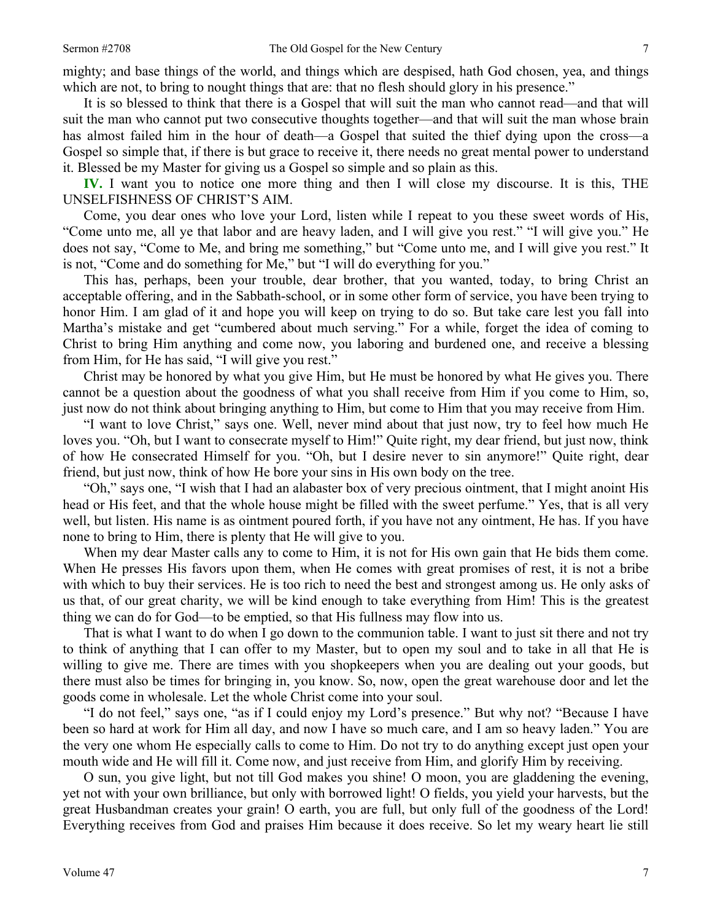mighty; and base things of the world, and things which are despised, hath God chosen, yea, and things which are not, to bring to nought things that are: that no flesh should glory in his presence."

It is so blessed to think that there is a Gospel that will suit the man who cannot read—and that will suit the man who cannot put two consecutive thoughts together—and that will suit the man whose brain has almost failed him in the hour of death—a Gospel that suited the thief dying upon the cross—a Gospel so simple that, if there is but grace to receive it, there needs no great mental power to understand it. Blessed be my Master for giving us a Gospel so simple and so plain as this.

**IV.** I want you to notice one more thing and then I will close my discourse. It is this, THE UNSELFISHNESS OF CHRIST'S AIM.

Come, you dear ones who love your Lord, listen while I repeat to you these sweet words of His, "Come unto me, all ye that labor and are heavy laden, and I will give you rest." "I will give you." He does not say, "Come to Me, and bring me something," but "Come unto me, and I will give you rest." It is not, "Come and do something for Me," but "I will do everything for you."

This has, perhaps, been your trouble, dear brother, that you wanted, today, to bring Christ an acceptable offering, and in the Sabbath-school, or in some other form of service, you have been trying to honor Him. I am glad of it and hope you will keep on trying to do so. But take care lest you fall into Martha's mistake and get "cumbered about much serving." For a while, forget the idea of coming to Christ to bring Him anything and come now, you laboring and burdened one, and receive a blessing from Him, for He has said, "I will give you rest."

Christ may be honored by what you give Him, but He must be honored by what He gives you. There cannot be a question about the goodness of what you shall receive from Him if you come to Him, so, just now do not think about bringing anything to Him, but come to Him that you may receive from Him.

"I want to love Christ," says one. Well, never mind about that just now, try to feel how much He loves you. "Oh, but I want to consecrate myself to Him!" Quite right, my dear friend, but just now, think of how He consecrated Himself for you. "Oh, but I desire never to sin anymore!" Quite right, dear friend, but just now, think of how He bore your sins in His own body on the tree.

"Oh," says one, "I wish that I had an alabaster box of very precious ointment, that I might anoint His head or His feet, and that the whole house might be filled with the sweet perfume." Yes, that is all very well, but listen. His name is as ointment poured forth, if you have not any ointment, He has. If you have none to bring to Him, there is plenty that He will give to you.

When my dear Master calls any to come to Him, it is not for His own gain that He bids them come. When He presses His favors upon them, when He comes with great promises of rest, it is not a bribe with which to buy their services. He is too rich to need the best and strongest among us. He only asks of us that, of our great charity, we will be kind enough to take everything from Him! This is the greatest thing we can do for God—to be emptied, so that His fullness may flow into us.

That is what I want to do when I go down to the communion table. I want to just sit there and not try to think of anything that I can offer to my Master, but to open my soul and to take in all that He is willing to give me. There are times with you shopkeepers when you are dealing out your goods, but there must also be times for bringing in, you know. So, now, open the great warehouse door and let the goods come in wholesale. Let the whole Christ come into your soul.

"I do not feel," says one, "as if I could enjoy my Lord's presence." But why not? "Because I have been so hard at work for Him all day, and now I have so much care, and I am so heavy laden." You are the very one whom He especially calls to come to Him. Do not try to do anything except just open your mouth wide and He will fill it. Come now, and just receive from Him, and glorify Him by receiving.

O sun, you give light, but not till God makes you shine! O moon, you are gladdening the evening, yet not with your own brilliance, but only with borrowed light! O fields, you yield your harvests, but the great Husbandman creates your grain! O earth, you are full, but only full of the goodness of the Lord! Everything receives from God and praises Him because it does receive. So let my weary heart lie still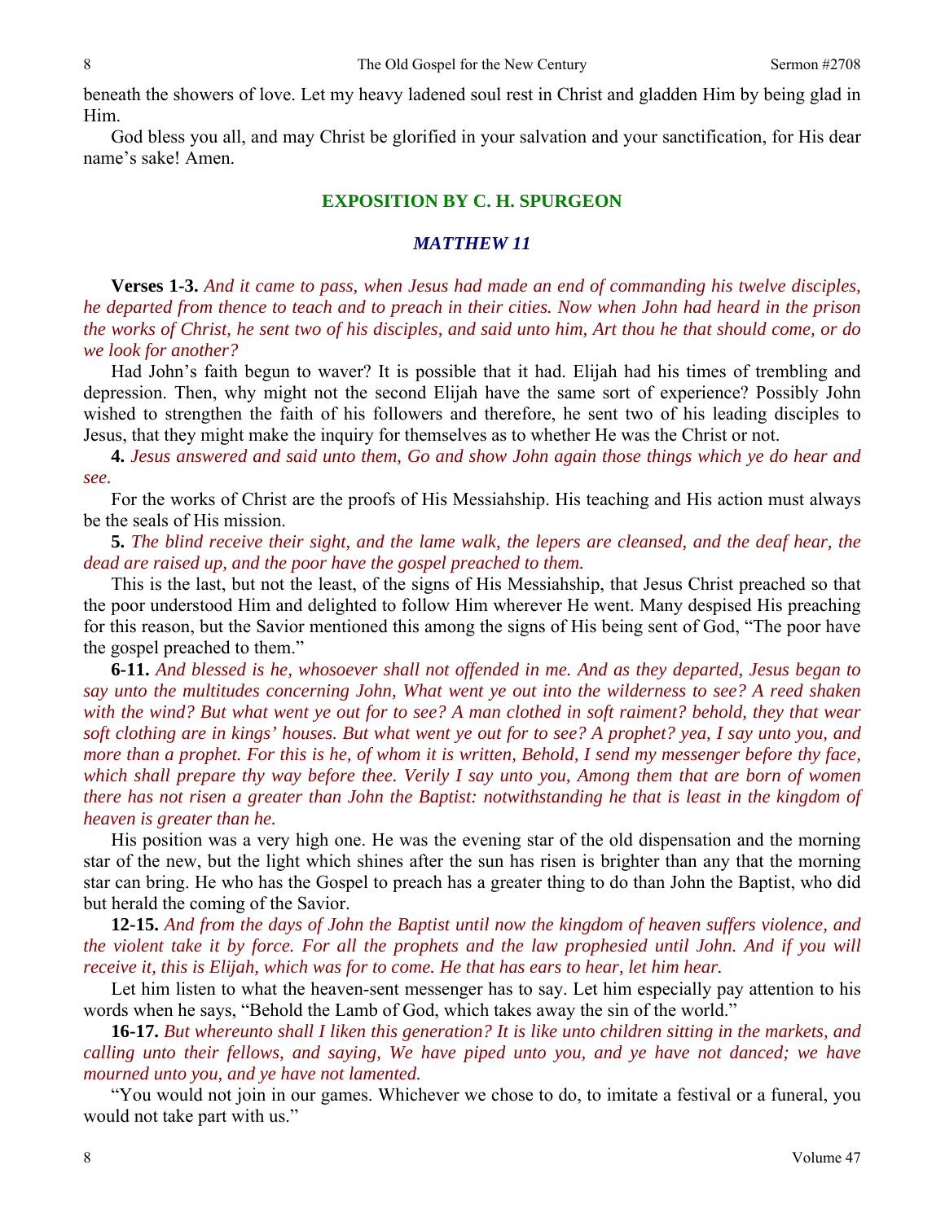beneath the showers of love. Let my heavy ladened soul rest in Christ and gladden Him by being glad in Him.

God bless you all, and may Christ be glorified in your salvation and your sanctification, for His dear name's sake! Amen.

## EXPOSITION BY C. H. SPURGEON

### *MATTHEW 11*

**Verses 1-3.** *And it came to pass, when Jesus had made an end of commanding his twelve disciples, he departed from thence to teach and to preach in their cities. Now when John had heard in the prison the works of Christ, he sent two of his disciples, and said unto him, Art thou he that should come, or do we look for another?*

Had John's faith begun to waver? It is possible that it had. Elijah had his times of trembling and depression. Then, why might not the second Elijah have the same sort of experience? Possibly John wished to strengthen the faith of his followers and therefore, he sent two of his leading disciples to Jesus, that they might make the inquiry for themselves as to whether He was the Christ or not.

**4.** *Jesus answered and said unto them, Go and show John again those things which ye do hear and see.*

For the works of Christ are the proofs of His Messiahship. His teaching and His action must always be the seals of His mission.

**5.** *The blind receive their sight, and the lame walk, the lepers are cleansed, and the deaf hear, the dead are raised up, and the poor have the gospel preached to them.*

This is the last, but not the least, of the signs of His Messiahship, that Jesus Christ preached so that the poor understood Him and delighted to follow Him wherever He went. Many despised His preaching for this reason, but the Savior mentioned this among the signs of His being sent of God, "The poor have the gospel preached to them."

**6-11.** *And blessed is he, whosoever shall not offended in me. And as they departed, Jesus began to say unto the multitudes concerning John, What went ye out into the wilderness to see? A reed shaken with the wind? But what went ye out for to see? A man clothed in soft raiment? behold, they that wear soft clothing are in kings' houses. But what went ye out for to see? A prophet? yea, I say unto you, and more than a prophet. For this is he, of whom it is written, Behold, I send my messenger before thy face, which shall prepare thy way before thee. Verily I say unto you, Among them that are born of women there has not risen a greater than John the Baptist: notwithstanding he that is least in the kingdom of heaven is greater than he.*

His position was a very high one. He was the evening star of the old dispensation and the morning star of the new, but the light which shines after the sun has risen is brighter than any that the morning star can bring. He who has the Gospel to preach has a greater thing to do than John the Baptist, who did but herald the coming of the Savior.

**12-15.** *And from the days of John the Baptist until now the kingdom of heaven suffers violence, and the violent take it by force. For all the prophets and the law prophesied until John. And if you will receive it, this is Elijah, which was for to come. He that has ears to hear, let him hear.*

Let him listen to what the heaven-sent messenger has to say. Let him especially pay attention to his words when he says, "Behold the Lamb of God, which takes away the sin of the world."

**16-17.** *But whereunto shall I liken this generation? It is like unto children sitting in the markets, and calling unto their fellows, and saying, We have piped unto you, and ye have not danced; we have mourned unto you, and ye have not lamented.*

"You would not join in our games. Whichever we chose to do, to imitate a festival or a funeral, you would not take part with us."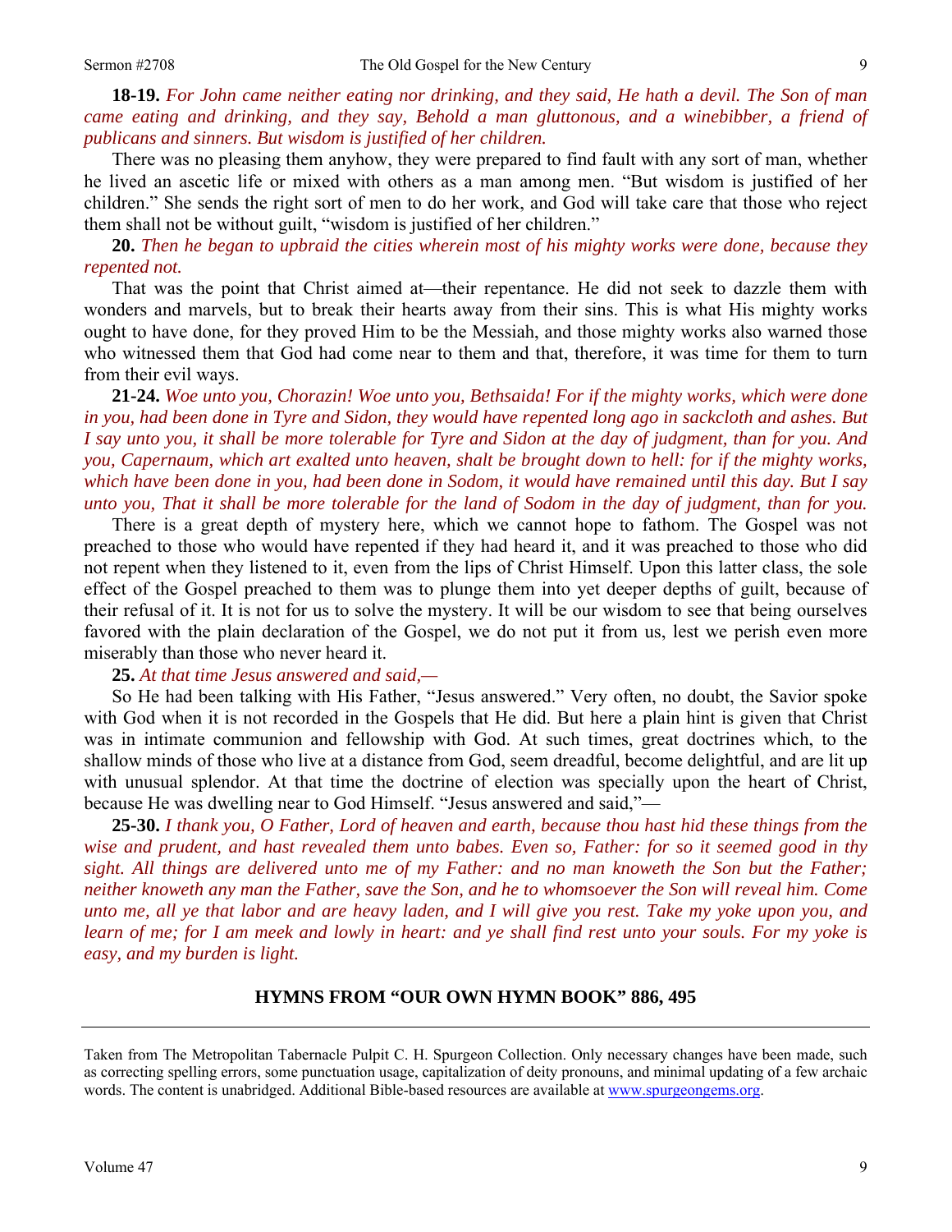**18-19.** *For John came neither eating nor drinking, and they said, He hath a devil. The Son of man came eating and drinking, and they say, Behold a man gluttonous, and a winebibber, a friend of publicans and sinners. But wisdom is justified of her children.*

There was no pleasing them anyhow, they were prepared to find fault with any sort of man, whether he lived an ascetic life or mixed with others as a man among men. "But wisdom is justified of her children." She sends the right sort of men to do her work, and God will take care that those who reject them shall not be without guilt, "wisdom is justified of her children."

**20.** *Then he began to upbraid the cities wherein most of his mighty works were done, because they repented not.*

That was the point that Christ aimed at—their repentance. He did not seek to dazzle them with wonders and marvels, but to break their hearts away from their sins. This is what His mighty works ought to have done, for they proved Him to be the Messiah, and those mighty works also warned those who witnessed them that God had come near to them and that, therefore, it was time for them to turn from their evil ways.

**21-24.** *Woe unto you, Chorazin! Woe unto you, Bethsaida! For if the mighty works, which were done in you, had been done in Tyre and Sidon, they would have repented long ago in sackcloth and ashes. But I say unto you, it shall be more tolerable for Tyre and Sidon at the day of judgment, than for you. And you, Capernaum, which art exalted unto heaven, shalt be brought down to hell: for if the mighty works, which have been done in you, had been done in Sodom, it would have remained until this day. But I say unto you, That it shall be more tolerable for the land of Sodom in the day of judgment, than for you.*

There is a great depth of mystery here, which we cannot hope to fathom. The Gospel was not preached to those who would have repented if they had heard it, and it was preached to those who did not repent when they listened to it, even from the lips of Christ Himself. Upon this latter class, the sole effect of the Gospel preached to them was to plunge them into yet deeper depths of guilt, because of their refusal of it. It is not for us to solve the mystery. It will be our wisdom to see that being ourselves favored with the plain declaration of the Gospel, we do not put it from us, lest we perish even more miserably than those who never heard it.

**25.** *At that time Jesus answered and said,—*

So He had been talking with His Father, "Jesus answered." Very often, no doubt, the Savior spoke with God when it is not recorded in the Gospels that He did. But here a plain hint is given that Christ was in intimate communion and fellowship with God. At such times, great doctrines which, to the shallow minds of those who live at a distance from God, seem dreadful, become delightful, and are lit up with unusual splendor. At that time the doctrine of election was specially upon the heart of Christ, because He was dwelling near to God Himself. "Jesus answered and said,"—

**25-30.** *I thank you, O Father, Lord of heaven and earth, because thou hast hid these things from the wise and prudent, and hast revealed them unto babes. Even so, Father: for so it seemed good in thy sight. All things are delivered unto me of my Father: and no man knoweth the Son but the Father; neither knoweth any man the Father, save the Son, and he to whomsoever the Son will reveal him. Come unto me, all ye that labor and are heavy laden, and I will give you rest. Take my yoke upon you, and learn of me; for I am meek and lowly in heart: and ye shall find rest unto your souls. For my yoke is easy, and my burden is light.*

## HYMNS FROM "OUR OWN HYMN BOOK" 886, 495

---

Taken from The Metropolitan Tabernacle Pulpit C. H. Spurgeon Collection. Only necessary changes have been made, such as correcting spelling errors, some punctuation usage, capitalization of deity pronouns, and minimal updating of a few archaic words. The content is unabridged. Additional Bible-based resources are available at www.spurgeongems.org.